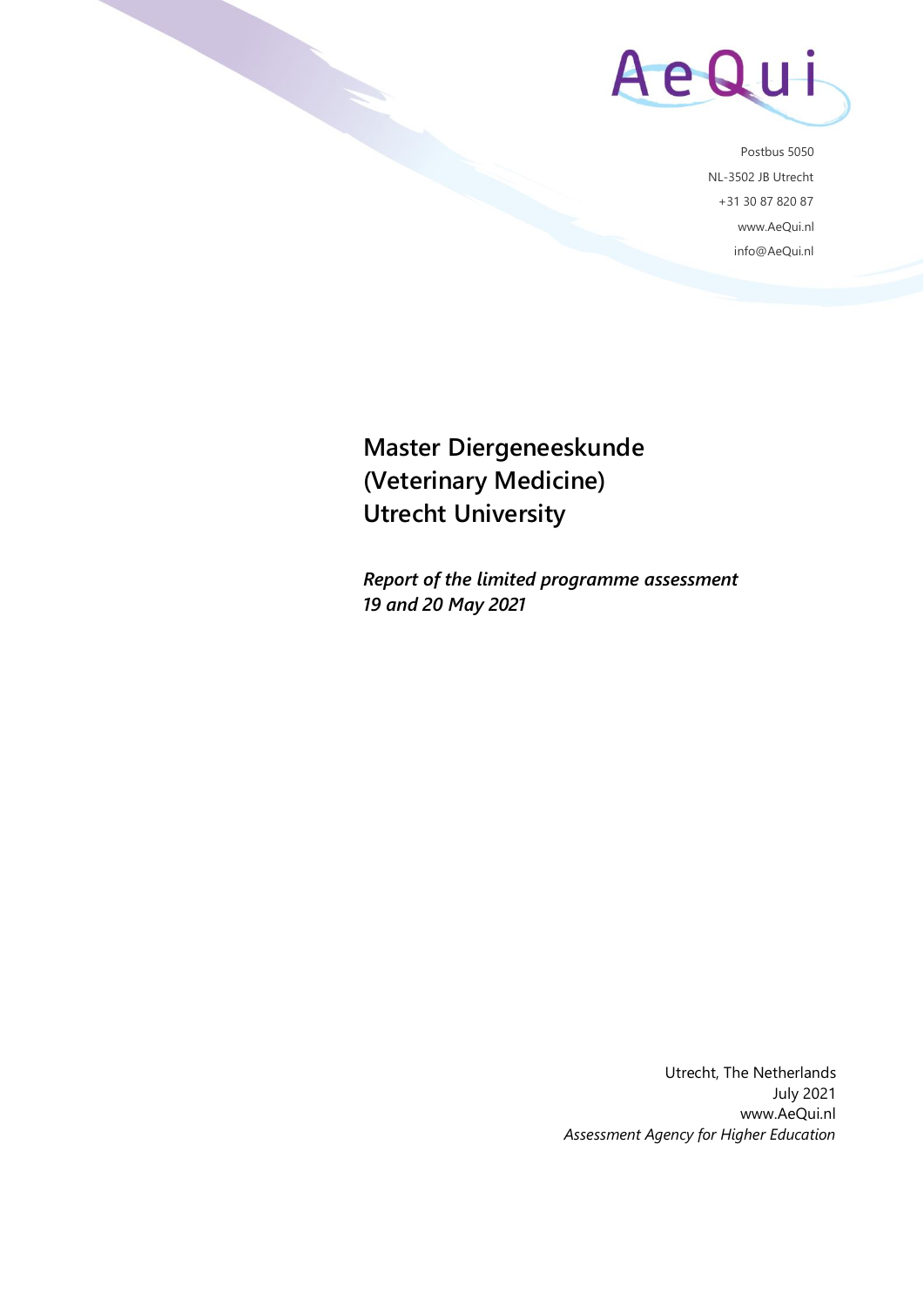AeQui

Postbus 5050
NL-3502 JB Utrecht
+31 30 87 820 87
www.AeQui.nl
info@AeQui.nl

# Master Diergeneeskunde (Veterinary Medicine) Utrecht University

***Report of the limited programme assessment***
***19 and 20 May 2021***

Utrecht, The Netherlands
July 2021
www.AeQui.nl
*Assessment Agency for Higher Education*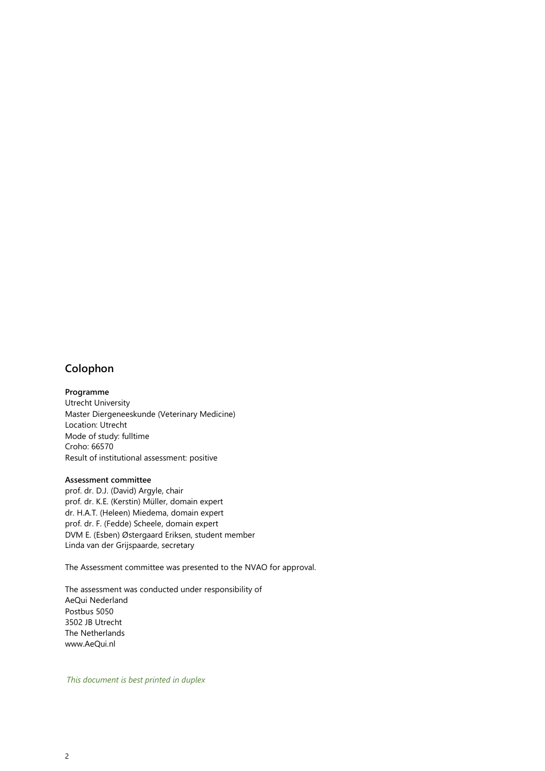## Colophon

**Programme**
Utrecht University
Master Diergeneeskunde (Veterinary Medicine)
Location: Utrecht
Mode of study: fulltime
Croho: 66570
Result of institutional assessment: positive

**Assessment committee**
prof. dr. D.J. (David) Argyle, chair
prof. dr. K.E. (Kerstin) Müller, domain expert
dr. H.A.T. (Heleen) Miedema, domain expert
prof. dr. F. (Fedde) Scheele, domain expert
DVM E. (Esben) Østergaard Eriksen, student member
Linda van der Grijspaarde, secretary

The Assessment committee was presented to the NVAO for approval.

The assessment was conducted under responsibility of
AeQui Nederland
Postbus 5050
3502 JB Utrecht
The Netherlands
www.AeQui.nl

*This document is best printed in duplex*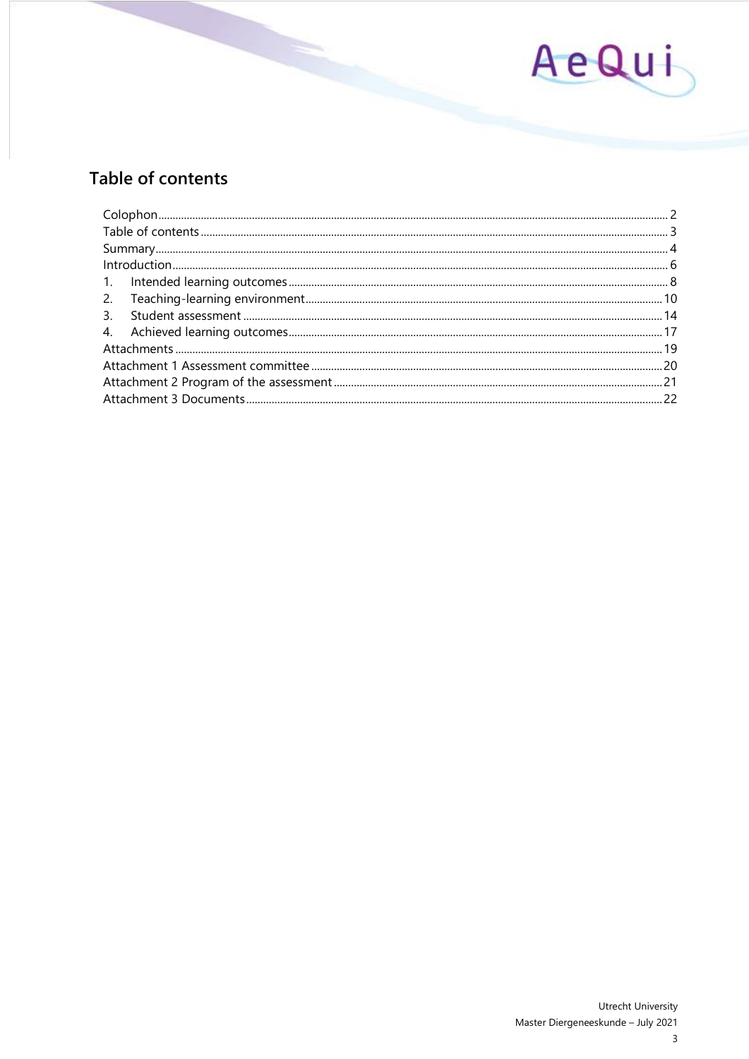## Table of contents

Colophon ........ 2
Table of contents ........ 3
Summary ........ 4
Introduction ........ 6
1. Intended learning outcomes ........ 8
2. Teaching-learning environment ........ 10
3. Student assessment ........ 14
4. Achieved learning outcomes ........ 17
Attachments ........ 19
Attachment 1 Assessment committee ........ 20
Attachment 2 Program of the assessment ........ 21
Attachment 3 Documents ........ 22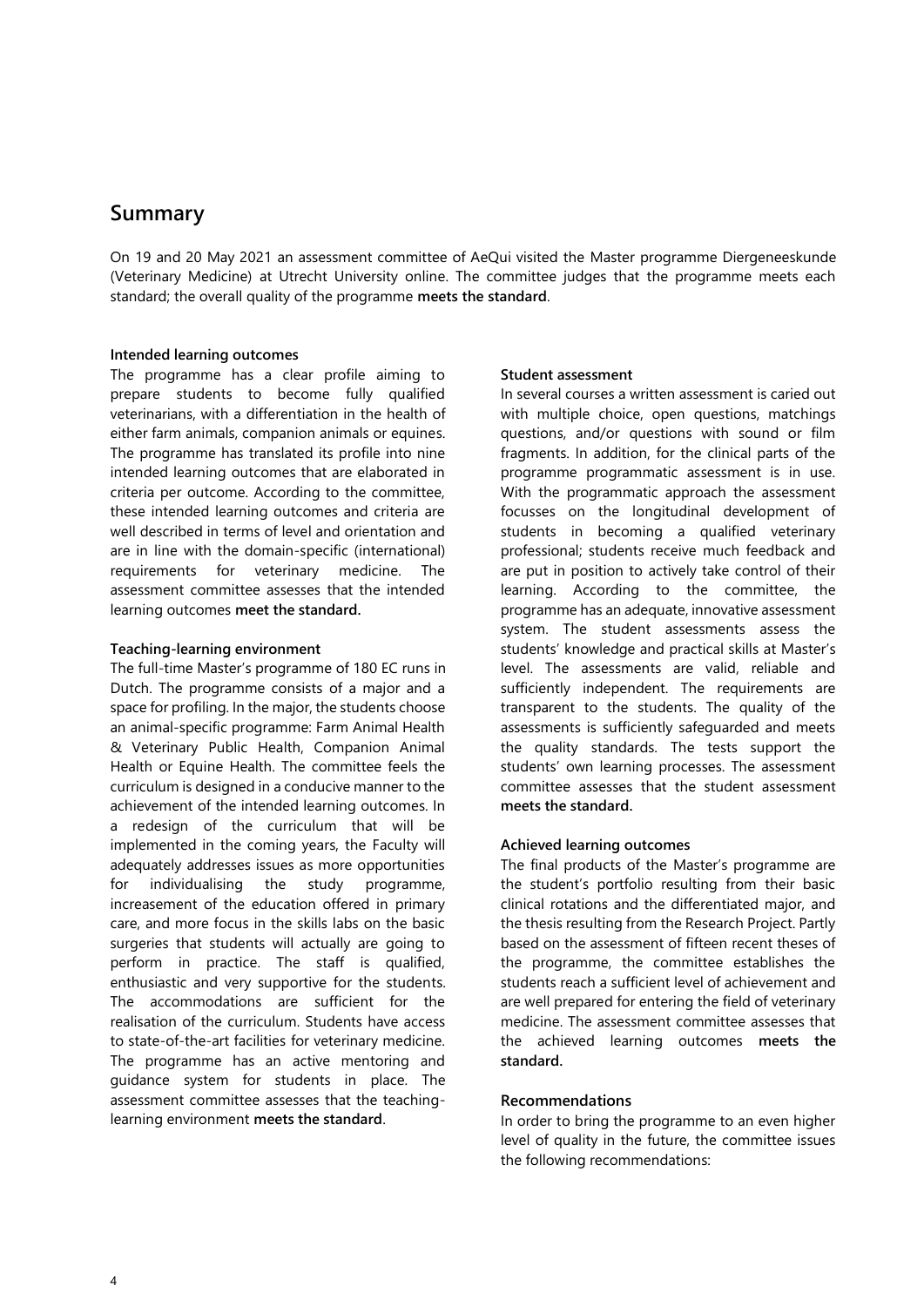## Summary

On 19 and 20 May 2021 an assessment committee of AeQui visited the Master programme Diergeneeskunde (Veterinary Medicine) at Utrecht University online. The committee judges that the programme meets each standard; the overall quality of the programme **meets the standard**.

**Intended learning outcomes**

The programme has a clear profile aiming to prepare students to become fully qualified veterinarians, with a differentiation in the health of either farm animals, companion animals or equines. The programme has translated its profile into nine intended learning outcomes that are elaborated in criteria per outcome. According to the committee, these intended learning outcomes and criteria are well described in terms of level and orientation and are in line with the domain-specific (international) requirements for veterinary medicine. The assessment committee assesses that the intended learning outcomes **meet the standard.**

**Teaching-learning environment**

The full-time Master's programme of 180 EC runs in Dutch. The programme consists of a major and a space for profiling. In the major, the students choose an animal-specific programme: Farm Animal Health & Veterinary Public Health, Companion Animal Health or Equine Health. The committee feels the curriculum is designed in a conducive manner to the achievement of the intended learning outcomes. In a redesign of the curriculum that will be implemented in the coming years, the Faculty will adequately addresses issues as more opportunities for individualising the study programme, increasement of the education offered in primary care, and more focus in the skills labs on the basic surgeries that students will actually are going to perform in practice. The staff is qualified, enthusiastic and very supportive for the students. The accommodations are sufficient for the realisation of the curriculum. Students have access to state-of-the-art facilities for veterinary medicine. The programme has an active mentoring and guidance system for students in place. The assessment committee assesses that the teaching-learning environment **meets the standard**.

**Student assessment**

In several courses a written assessment is caried out with multiple choice, open questions, matchings questions, and/or questions with sound or film fragments. In addition, for the clinical parts of the programme programmatic assessment is in use. With the programmatic approach the assessment focusses on the longitudinal development of students in becoming a qualified veterinary professional; students receive much feedback and are put in position to actively take control of their learning. According to the committee, the programme has an adequate, innovative assessment system. The student assessments assess the students' knowledge and practical skills at Master's level. The assessments are valid, reliable and sufficiently independent. The requirements are transparent to the students. The quality of the assessments is sufficiently safeguarded and meets the quality standards. The tests support the students' own learning processes. The assessment committee assesses that the student assessment **meets the standard.**

**Achieved learning outcomes**

The final products of the Master's programme are the student's portfolio resulting from their basic clinical rotations and the differentiated major, and the thesis resulting from the Research Project. Partly based on the assessment of fifteen recent theses of the programme, the committee establishes the students reach a sufficient level of achievement and are well prepared for entering the field of veterinary medicine. The assessment committee assesses that the achieved learning outcomes **meets the standard.**

**Recommendations**

In order to bring the programme to an even higher level of quality in the future, the committee issues the following recommendations: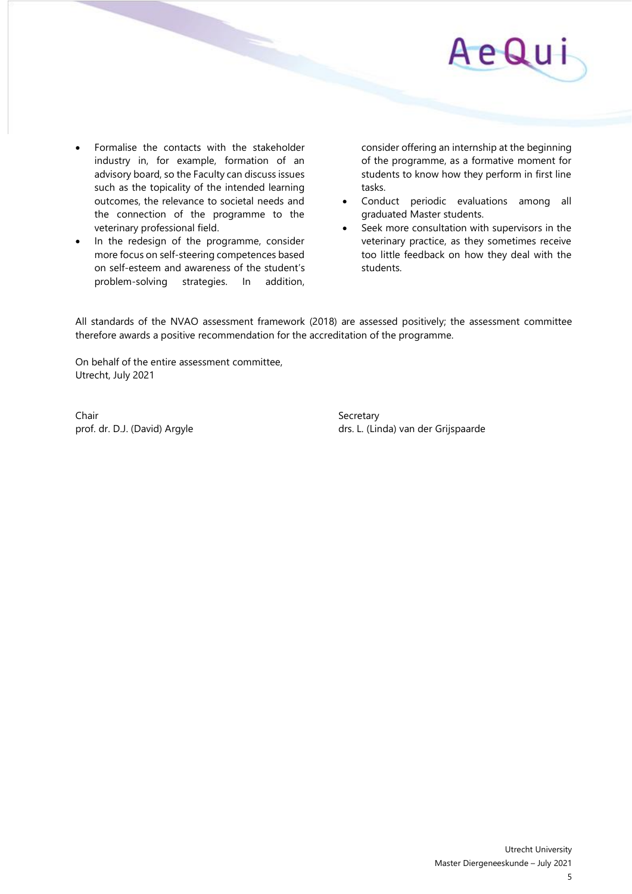- Formalise the contacts with the stakeholder industry in, for example, formation of an advisory board, so the Faculty can discuss issues such as the topicality of the intended learning outcomes, the relevance to societal needs and the connection of the programme to the veterinary professional field.
- In the redesign of the programme, consider more focus on self-steering competences based on self-esteem and awareness of the student's problem-solving strategies. In addition, consider offering an internship at the beginning of the programme, as a formative moment for students to know how they perform in first line tasks.
- Conduct periodic evaluations among all graduated Master students.
- Seek more consultation with supervisors in the veterinary practice, as they sometimes receive too little feedback on how they deal with the students.

All standards of the NVAO assessment framework (2018) are assessed positively; the assessment committee therefore awards a positive recommendation for the accreditation of the programme.

On behalf of the entire assessment committee,
Utrecht, July 2021

Chair
prof. dr. D.J. (David) Argyle

Secretary
drs. L. (Linda) van der Grijspaarde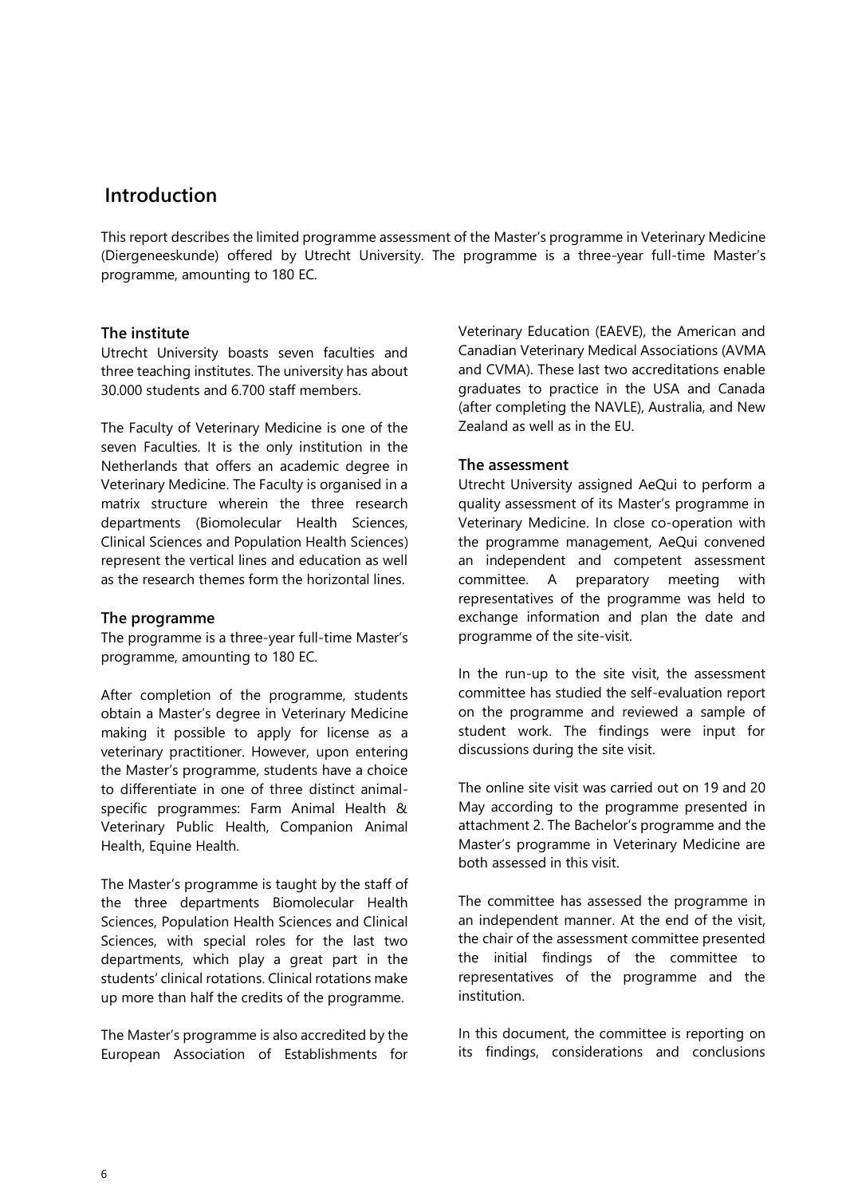# Introduction

This report describes the limited programme assessment of the Master's programme in Veterinary Medicine (Diergeneeskunde) offered by Utrecht University. The programme is a three-year full-time Master's programme, amounting to 180 EC.

### The institute

Utrecht University boasts seven faculties and three teaching institutes. The university has about 30.000 students and 6.700 staff members.

The Faculty of Veterinary Medicine is one of the seven Faculties. It is the only institution in the Netherlands that offers an academic degree in Veterinary Medicine. The Faculty is organised in a matrix structure wherein the three research departments (Biomolecular Health Sciences, Clinical Sciences and Population Health Sciences) represent the vertical lines and education as well as the research themes form the horizontal lines.

### The programme

The programme is a three-year full-time Master's programme, amounting to 180 EC.

After completion of the programme, students obtain a Master's degree in Veterinary Medicine making it possible to apply for license as a veterinary practitioner. However, upon entering the Master's programme, students have a choice to differentiate in one of three distinct animal-specific programmes: Farm Animal Health & Veterinary Public Health, Companion Animal Health, Equine Health.

The Master's programme is taught by the staff of the three departments Biomolecular Health Sciences, Population Health Sciences and Clinical Sciences, with special roles for the last two departments, which play a great part in the students' clinical rotations. Clinical rotations make up more than half the credits of the programme.

The Master's programme is also accredited by the European Association of Establishments for Veterinary Education (EAEVE), the American and Canadian Veterinary Medical Associations (AVMA and CVMA). These last two accreditations enable graduates to practice in the USA and Canada (after completing the NAVLE), Australia, and New Zealand as well as in the EU.

### The assessment

Utrecht University assigned AeQui to perform a quality assessment of its Master's programme in Veterinary Medicine. In close co-operation with the programme management, AeQui convened an independent and competent assessment committee. A preparatory meeting with representatives of the programme was held to exchange information and plan the date and programme of the site-visit.

In the run-up to the site visit, the assessment committee has studied the self-evaluation report on the programme and reviewed a sample of student work. The findings were input for discussions during the site visit.

The online site visit was carried out on 19 and 20 May according to the programme presented in attachment 2. The Bachelor's programme and the Master's programme in Veterinary Medicine are both assessed in this visit.

The committee has assessed the programme in an independent manner. At the end of the visit, the chair of the assessment committee presented the initial findings of the committee to representatives of the programme and the institution.

In this document, the committee is reporting on its findings, considerations and conclusions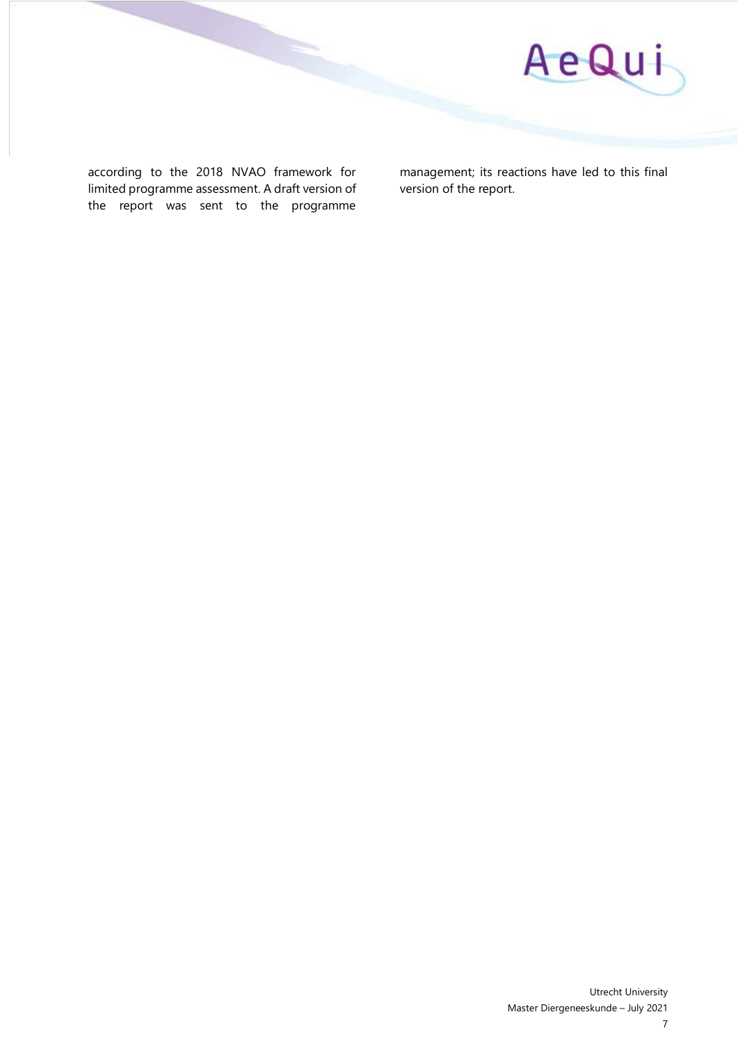according to the 2018 NVAO framework for limited programme assessment. A draft version of the report was sent to the programme management; its reactions have led to this final version of the report.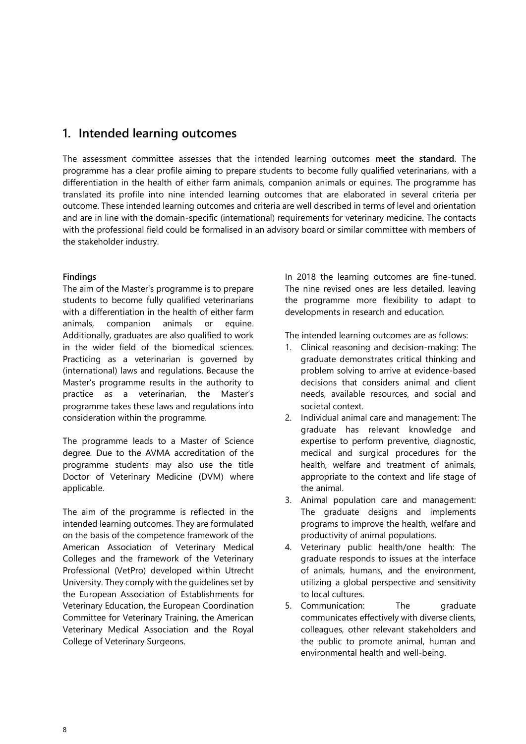## 1. Intended learning outcomes

The assessment committee assesses that the intended learning outcomes **meet the standard**. The programme has a clear profile aiming to prepare students to become fully qualified veterinarians, with a differentiation in the health of either farm animals, companion animals or equines. The programme has translated its profile into nine intended learning outcomes that are elaborated in several criteria per outcome. These intended learning outcomes and criteria are well described in terms of level and orientation and are in line with the domain-specific (international) requirements for veterinary medicine. The contacts with the professional field could be formalised in an advisory board or similar committee with members of the stakeholder industry.

**Findings**

The aim of the Master's programme is to prepare students to become fully qualified veterinarians with a differentiation in the health of either farm animals, companion animals or equine. Additionally, graduates are also qualified to work in the wider field of the biomedical sciences. Practicing as a veterinarian is governed by (international) laws and regulations. Because the Master's programme results in the authority to practice as a veterinarian, the Master's programme takes these laws and regulations into consideration within the programme.

The programme leads to a Master of Science degree. Due to the AVMA accreditation of the programme students may also use the title Doctor of Veterinary Medicine (DVM) where applicable.

The aim of the programme is reflected in the intended learning outcomes. They are formulated on the basis of the competence framework of the American Association of Veterinary Medical Colleges and the framework of the Veterinary Professional (VetPro) developed within Utrecht University. They comply with the guidelines set by the European Association of Establishments for Veterinary Education, the European Coordination Committee for Veterinary Training, the American Veterinary Medical Association and the Royal College of Veterinary Surgeons.

In 2018 the learning outcomes are fine-tuned. The nine revised ones are less detailed, leaving the programme more flexibility to adapt to developments in research and education.

The intended learning outcomes are as follows:

1. Clinical reasoning and decision-making: The graduate demonstrates critical thinking and problem solving to arrive at evidence-based decisions that considers animal and client needs, available resources, and social and societal context.
2. Individual animal care and management: The graduate has relevant knowledge and expertise to perform preventive, diagnostic, medical and surgical procedures for the health, welfare and treatment of animals, appropriate to the context and life stage of the animal.
3. Animal population care and management: The graduate designs and implements programs to improve the health, welfare and productivity of animal populations.
4. Veterinary public health/one health: The graduate responds to issues at the interface of animals, humans, and the environment, utilizing a global perspective and sensitivity to local cultures.
5. Communication: The graduate communicates effectively with diverse clients, colleagues, other relevant stakeholders and the public to promote animal, human and environmental health and well-being.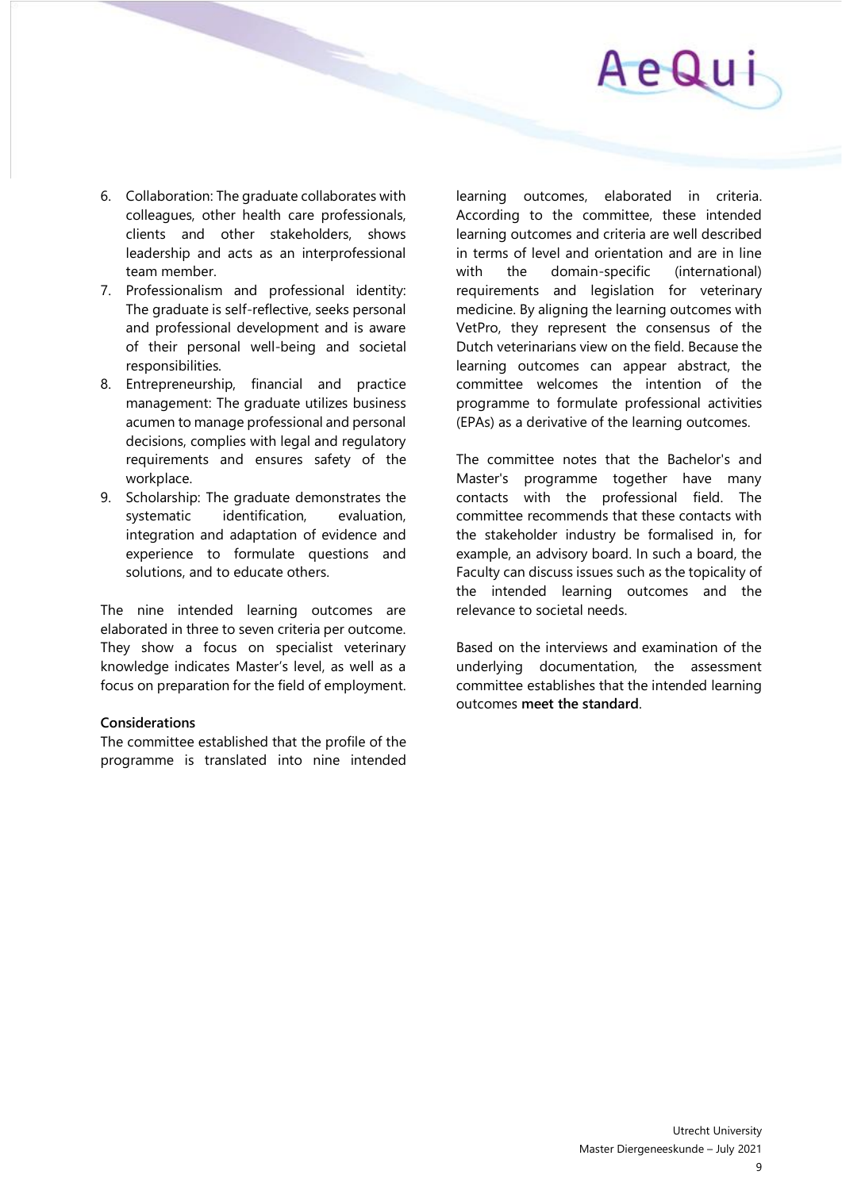6. Collaboration: The graduate collaborates with colleagues, other health care professionals, clients and other stakeholders, shows leadership and acts as an interprofessional team member.
7. Professionalism and professional identity: The graduate is self-reflective, seeks personal and professional development and is aware of their personal well-being and societal responsibilities.
8. Entrepreneurship, financial and practice management: The graduate utilizes business acumen to manage professional and personal decisions, complies with legal and regulatory requirements and ensures safety of the workplace.
9. Scholarship: The graduate demonstrates the systematic identification, evaluation, integration and adaptation of evidence and experience to formulate questions and solutions, and to educate others.

The nine intended learning outcomes are elaborated in three to seven criteria per outcome. They show a focus on specialist veterinary knowledge indicates Master's level, as well as a focus on preparation for the field of employment.

**Considerations**

The committee established that the profile of the programme is translated into nine intended learning outcomes, elaborated in criteria. According to the committee, these intended learning outcomes and criteria are well described in terms of level and orientation and are in line with the domain-specific (international) requirements and legislation for veterinary medicine. By aligning the learning outcomes with VetPro, they represent the consensus of the Dutch veterinarians view on the field. Because the learning outcomes can appear abstract, the committee welcomes the intention of the programme to formulate professional activities (EPAs) as a derivative of the learning outcomes.

The committee notes that the Bachelor's and Master's programme together have many contacts with the professional field. The committee recommends that these contacts with the stakeholder industry be formalised in, for example, an advisory board. In such a board, the Faculty can discuss issues such as the topicality of the intended learning outcomes and the relevance to societal needs.

Based on the interviews and examination of the underlying documentation, the assessment committee establishes that the intended learning outcomes **meet the standard**.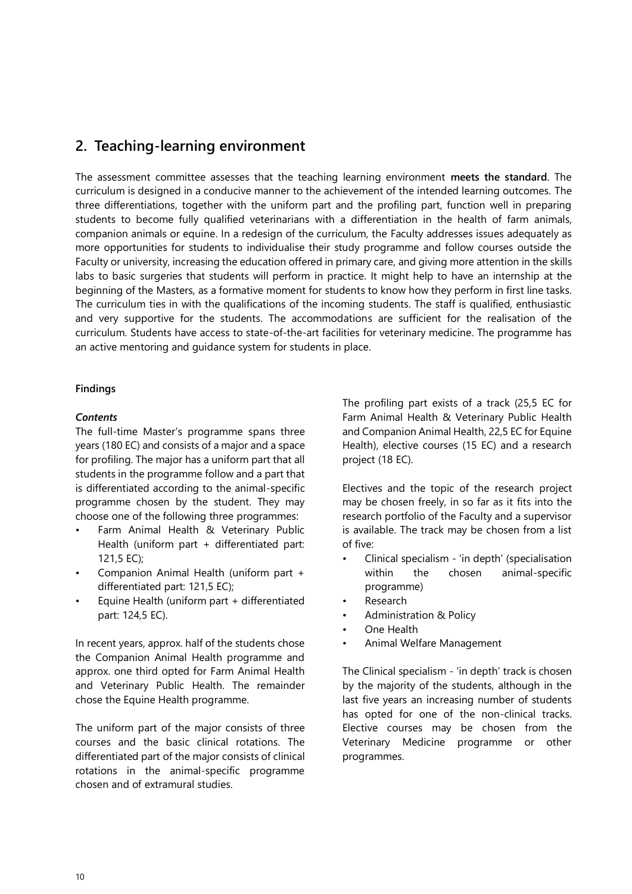## 2. Teaching-learning environment

The assessment committee assesses that the teaching learning environment **meets the standard**. The curriculum is designed in a conducive manner to the achievement of the intended learning outcomes. The three differentiations, together with the uniform part and the profiling part, function well in preparing students to become fully qualified veterinarians with a differentiation in the health of farm animals, companion animals or equine. In a redesign of the curriculum, the Faculty addresses issues adequately as more opportunities for students to individualise their study programme and follow courses outside the Faculty or university, increasing the education offered in primary care, and giving more attention in the skills labs to basic surgeries that students will perform in practice. It might help to have an internship at the beginning of the Masters, as a formative moment for students to know how they perform in first line tasks. The curriculum ties in with the qualifications of the incoming students. The staff is qualified, enthusiastic and very supportive for the students. The accommodations are sufficient for the realisation of the curriculum. Students have access to state-of-the-art facilities for veterinary medicine. The programme has an active mentoring and guidance system for students in place.

### Findings

***Contents***

The full-time Master's programme spans three years (180 EC) and consists of a major and a space for profiling. The major has a uniform part that all students in the programme follow and a part that is differentiated according to the animal-specific programme chosen by the student. They may choose one of the following three programmes:

- Farm Animal Health & Veterinary Public Health (uniform part + differentiated part: 121,5 EC);
- Companion Animal Health (uniform part + differentiated part: 121,5 EC);
- Equine Health (uniform part + differentiated part: 124,5 EC).

In recent years, approx. half of the students chose the Companion Animal Health programme and approx. one third opted for Farm Animal Health and Veterinary Public Health. The remainder chose the Equine Health programme.

The uniform part of the major consists of three courses and the basic clinical rotations. The differentiated part of the major consists of clinical rotations in the animal-specific programme chosen and of extramural studies.

The profiling part exists of a track (25,5 EC for Farm Animal Health & Veterinary Public Health and Companion Animal Health, 22,5 EC for Equine Health), elective courses (15 EC) and a research project (18 EC).

Electives and the topic of the research project may be chosen freely, in so far as it fits into the research portfolio of the Faculty and a supervisor is available. The track may be chosen from a list of five:

- Clinical specialism - 'in depth' (specialisation within the chosen animal-specific programme)
- Research
- Administration & Policy
- One Health
- Animal Welfare Management

The Clinical specialism - 'in depth' track is chosen by the majority of the students, although in the last five years an increasing number of students has opted for one of the non-clinical tracks. Elective courses may be chosen from the Veterinary Medicine programme or other programmes.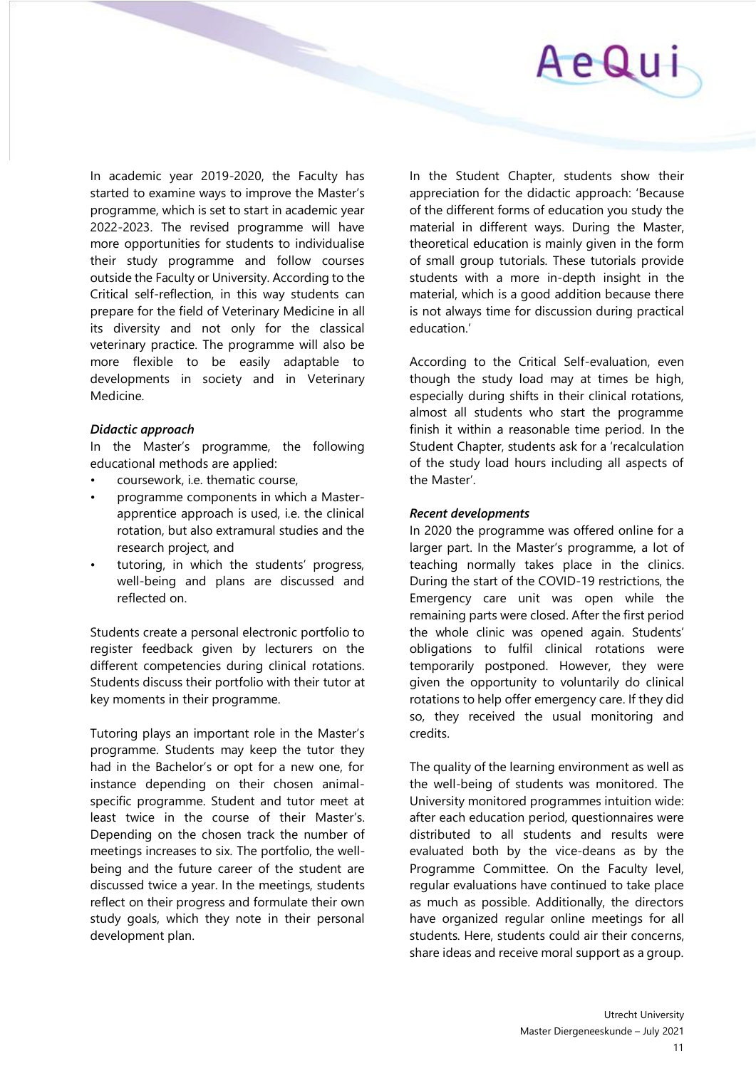In academic year 2019-2020, the Faculty has started to examine ways to improve the Master's programme, which is set to start in academic year 2022-2023. The revised programme will have more opportunities for students to individualise their study programme and follow courses outside the Faculty or University. According to the Critical self-reflection, in this way students can prepare for the field of Veterinary Medicine in all its diversity and not only for the classical veterinary practice. The programme will also be more flexible to be easily adaptable to developments in society and in Veterinary Medicine.

***Didactic approach***

In the Master's programme, the following educational methods are applied:

- coursework, i.e. thematic course,
- programme components in which a Master-apprentice approach is used, i.e. the clinical rotation, but also extramural studies and the research project, and
- tutoring, in which the students' progress, well-being and plans are discussed and reflected on.

Students create a personal electronic portfolio to register feedback given by lecturers on the different competencies during clinical rotations. Students discuss their portfolio with their tutor at key moments in their programme.

Tutoring plays an important role in the Master's programme. Students may keep the tutor they had in the Bachelor's or opt for a new one, for instance depending on their chosen animal-specific programme. Student and tutor meet at least twice in the course of their Master's. Depending on the chosen track the number of meetings increases to six. The portfolio, the well-being and the future career of the student are discussed twice a year. In the meetings, students reflect on their progress and formulate their own study goals, which they note in their personal development plan.

In the Student Chapter, students show their appreciation for the didactic approach: 'Because of the different forms of education you study the material in different ways. During the Master, theoretical education is mainly given in the form of small group tutorials. These tutorials provide students with a more in-depth insight in the material, which is a good addition because there is not always time for discussion during practical education.'

According to the Critical Self-evaluation, even though the study load may at times be high, especially during shifts in their clinical rotations, almost all students who start the programme finish it within a reasonable time period. In the Student Chapter, students ask for a 'recalculation of the study load hours including all aspects of the Master'.

***Recent developments***

In 2020 the programme was offered online for a larger part. In the Master's programme, a lot of teaching normally takes place in the clinics. During the start of the COVID-19 restrictions, the Emergency care unit was open while the remaining parts were closed. After the first period the whole clinic was opened again. Students' obligations to fulfil clinical rotations were temporarily postponed. However, they were given the opportunity to voluntarily do clinical rotations to help offer emergency care. If they did so, they received the usual monitoring and credits.

The quality of the learning environment as well as the well-being of students was monitored. The University monitored programmes intuition wide: after each education period, questionnaires were distributed to all students and results were evaluated both by the vice-deans as by the Programme Committee. On the Faculty level, regular evaluations have continued to take place as much as possible. Additionally, the directors have organized regular online meetings for all students. Here, students could air their concerns, share ideas and receive moral support as a group.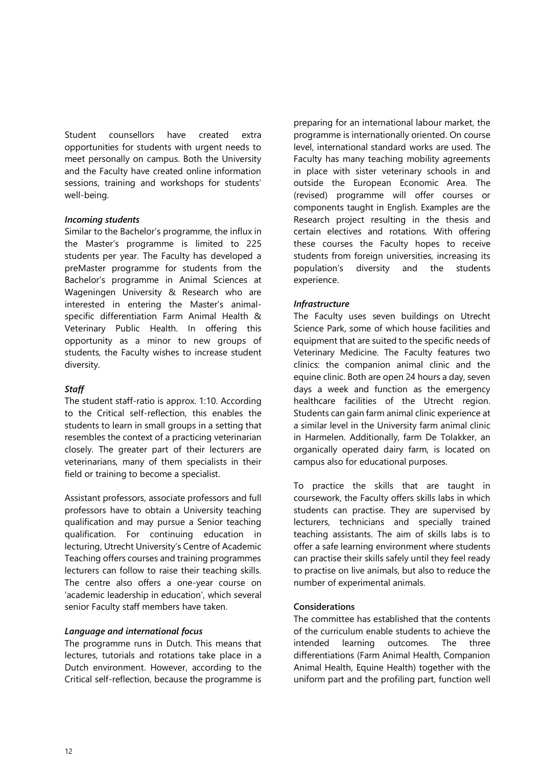Student counsellors have created extra opportunities for students with urgent needs to meet personally on campus. Both the University and the Faculty have created online information sessions, training and workshops for students' well-being.

***Incoming students***

Similar to the Bachelor's programme, the influx in the Master's programme is limited to 225 students per year. The Faculty has developed a preMaster programme for students from the Bachelor's programme in Animal Sciences at Wageningen University & Research who are interested in entering the Master's animal-specific differentiation Farm Animal Health & Veterinary Public Health. In offering this opportunity as a minor to new groups of students, the Faculty wishes to increase student diversity.

***Staff***

The student staff-ratio is approx. 1:10. According to the Critical self-reflection, this enables the students to learn in small groups in a setting that resembles the context of a practicing veterinarian closely. The greater part of their lecturers are veterinarians, many of them specialists in their field or training to become a specialist.

Assistant professors, associate professors and full professors have to obtain a University teaching qualification and may pursue a Senior teaching qualification. For continuing education in lecturing, Utrecht University's Centre of Academic Teaching offers courses and training programmes lecturers can follow to raise their teaching skills. The centre also offers a one-year course on 'academic leadership in education', which several senior Faculty staff members have taken.

***Language and international focus***

The programme runs in Dutch. This means that lectures, tutorials and rotations take place in a Dutch environment. However, according to the Critical self-reflection, because the programme is preparing for an international labour market, the programme is internationally oriented. On course level, international standard works are used. The Faculty has many teaching mobility agreements in place with sister veterinary schools in and outside the European Economic Area. The (revised) programme will offer courses or components taught in English. Examples are the Research project resulting in the thesis and certain electives and rotations. With offering these courses the Faculty hopes to receive students from foreign universities, increasing its population's diversity and the students experience.

***Infrastructure***

The Faculty uses seven buildings on Utrecht Science Park, some of which house facilities and equipment that are suited to the specific needs of Veterinary Medicine. The Faculty features two clinics: the companion animal clinic and the equine clinic. Both are open 24 hours a day, seven days a week and function as the emergency healthcare facilities of the Utrecht region. Students can gain farm animal clinic experience at a similar level in the University farm animal clinic in Harmelen. Additionally, farm De Tolakker, an organically operated dairy farm, is located on campus also for educational purposes.

To practice the skills that are taught in coursework, the Faculty offers skills labs in which students can practise. They are supervised by lecturers, technicians and specially trained teaching assistants. The aim of skills labs is to offer a safe learning environment where students can practise their skills safely until they feel ready to practise on live animals, but also to reduce the number of experimental animals.

**Considerations**

The committee has established that the contents of the curriculum enable students to achieve the intended learning outcomes. The three differentiations (Farm Animal Health, Companion Animal Health, Equine Health) together with the uniform part and the profiling part, function well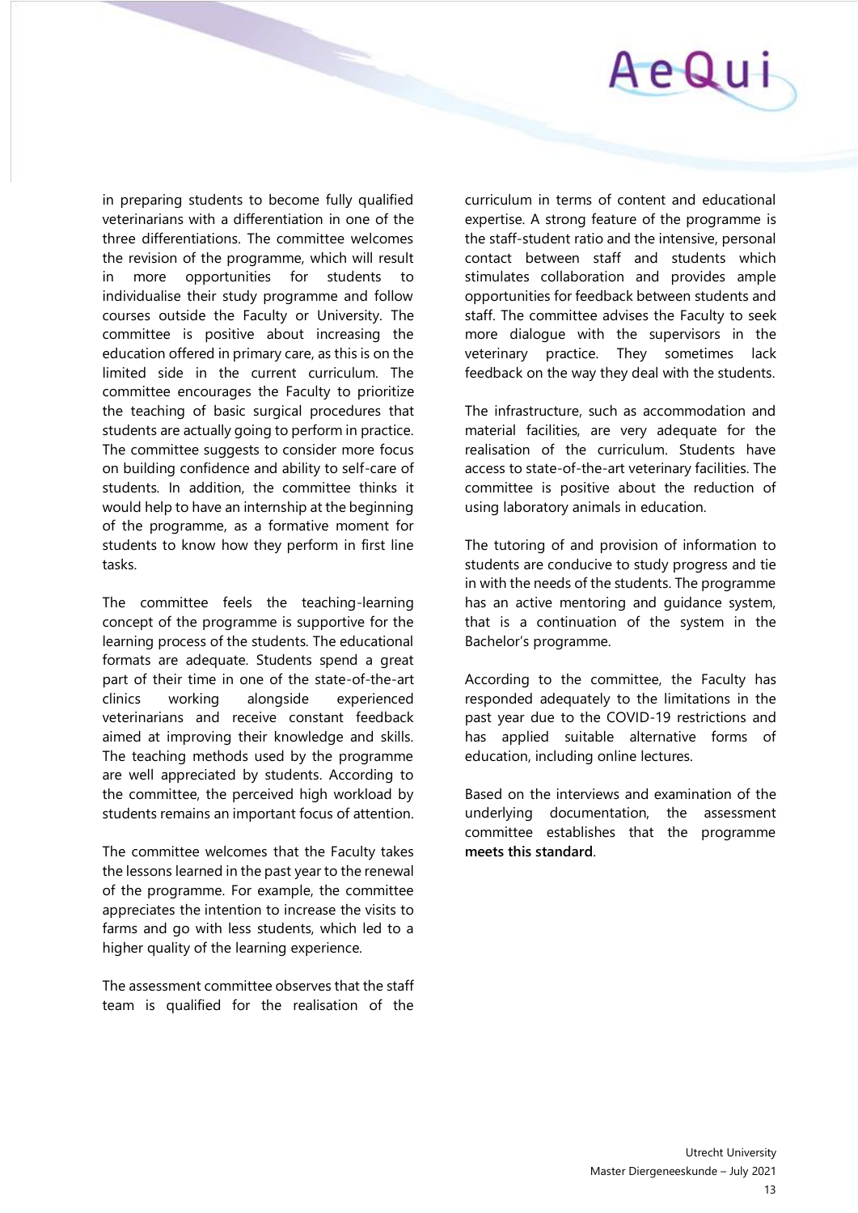in preparing students to become fully qualified veterinarians with a differentiation in one of the three differentiations. The committee welcomes the revision of the programme, which will result in more opportunities for students to individualise their study programme and follow courses outside the Faculty or University. The committee is positive about increasing the education offered in primary care, as this is on the limited side in the current curriculum. The committee encourages the Faculty to prioritize the teaching of basic surgical procedures that students are actually going to perform in practice. The committee suggests to consider more focus on building confidence and ability to self-care of students. In addition, the committee thinks it would help to have an internship at the beginning of the programme, as a formative moment for students to know how they perform in first line tasks.

The committee feels the teaching-learning concept of the programme is supportive for the learning process of the students. The educational formats are adequate. Students spend a great part of their time in one of the state-of-the-art clinics working alongside experienced veterinarians and receive constant feedback aimed at improving their knowledge and skills. The teaching methods used by the programme are well appreciated by students. According to the committee, the perceived high workload by students remains an important focus of attention.

The committee welcomes that the Faculty takes the lessons learned in the past year to the renewal of the programme. For example, the committee appreciates the intention to increase the visits to farms and go with less students, which led to a higher quality of the learning experience.

The assessment committee observes that the staff team is qualified for the realisation of the curriculum in terms of content and educational expertise. A strong feature of the programme is the staff-student ratio and the intensive, personal contact between staff and students which stimulates collaboration and provides ample opportunities for feedback between students and staff. The committee advises the Faculty to seek more dialogue with the supervisors in the veterinary practice. They sometimes lack feedback on the way they deal with the students.

The infrastructure, such as accommodation and material facilities, are very adequate for the realisation of the curriculum. Students have access to state-of-the-art veterinary facilities. The committee is positive about the reduction of using laboratory animals in education.

The tutoring of and provision of information to students are conducive to study progress and tie in with the needs of the students. The programme has an active mentoring and guidance system, that is a continuation of the system in the Bachelor's programme.

According to the committee, the Faculty has responded adequately to the limitations in the past year due to the COVID-19 restrictions and has applied suitable alternative forms of education, including online lectures.

Based on the interviews and examination of the underlying documentation, the assessment committee establishes that the programme **meets this standard**.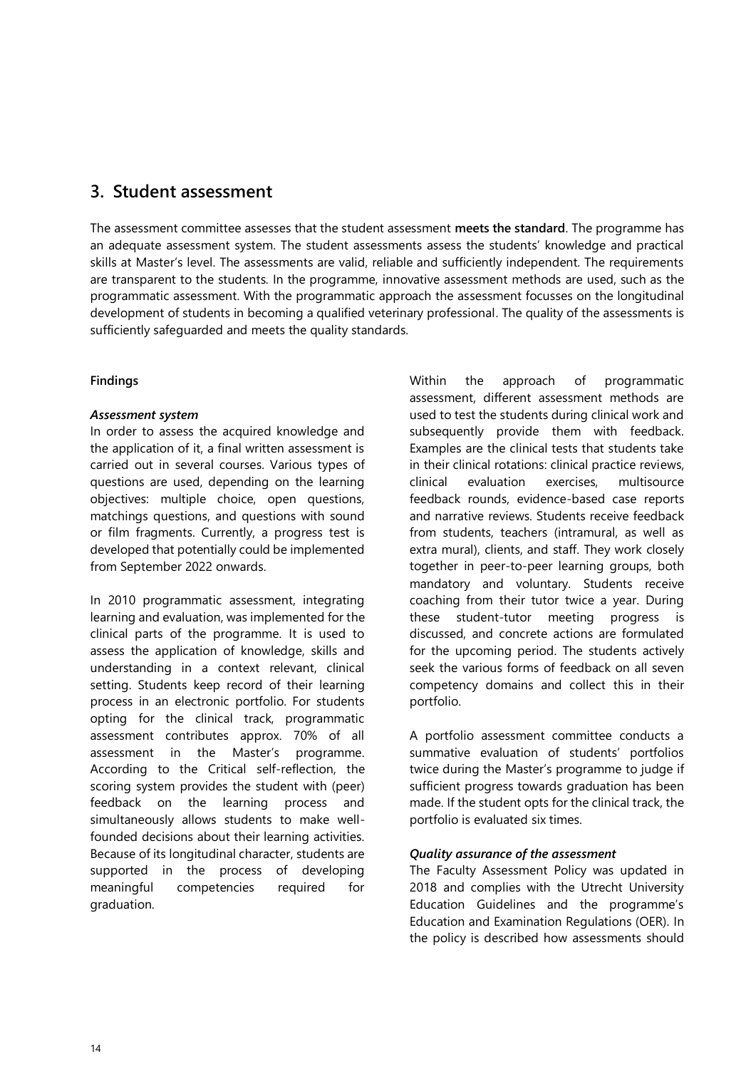## 3. Student assessment

The assessment committee assesses that the student assessment **meets the standard**. The programme has an adequate assessment system. The student assessments assess the students' knowledge and practical skills at Master's level. The assessments are valid, reliable and sufficiently independent. The requirements are transparent to the students. In the programme, innovative assessment methods are used, such as the programmatic assessment. With the programmatic approach the assessment focusses on the longitudinal development of students in becoming a qualified veterinary professional. The quality of the assessments is sufficiently safeguarded and meets the quality standards.

**Findings**

***Assessment system***

In order to assess the acquired knowledge and the application of it, a final written assessment is carried out in several courses. Various types of questions are used, depending on the learning objectives: multiple choice, open questions, matchings questions, and questions with sound or film fragments. Currently, a progress test is developed that potentially could be implemented from September 2022 onwards.

In 2010 programmatic assessment, integrating learning and evaluation, was implemented for the clinical parts of the programme. It is used to assess the application of knowledge, skills and understanding in a context relevant, clinical setting. Students keep record of their learning process in an electronic portfolio. For students opting for the clinical track, programmatic assessment contributes approx. 70% of all assessment in the Master's programme. According to the Critical self-reflection, the scoring system provides the student with (peer) feedback on the learning process and simultaneously allows students to make well-founded decisions about their learning activities. Because of its longitudinal character, students are supported in the process of developing meaningful competencies required for graduation.

Within the approach of programmatic assessment, different assessment methods are used to test the students during clinical work and subsequently provide them with feedback. Examples are the clinical tests that students take in their clinical rotations: clinical practice reviews, clinical evaluation exercises, multisource feedback rounds, evidence-based case reports and narrative reviews. Students receive feedback from students, teachers (intramural, as well as extra mural), clients, and staff. They work closely together in peer-to-peer learning groups, both mandatory and voluntary. Students receive coaching from their tutor twice a year. During these student-tutor meeting progress is discussed, and concrete actions are formulated for the upcoming period. The students actively seek the various forms of feedback on all seven competency domains and collect this in their portfolio.

A portfolio assessment committee conducts a summative evaluation of students' portfolios twice during the Master's programme to judge if sufficient progress towards graduation has been made. If the student opts for the clinical track, the portfolio is evaluated six times.

***Quality assurance of the assessment***

The Faculty Assessment Policy was updated in 2018 and complies with the Utrecht University Education Guidelines and the programme's Education and Examination Regulations (OER). In the policy is described how assessments should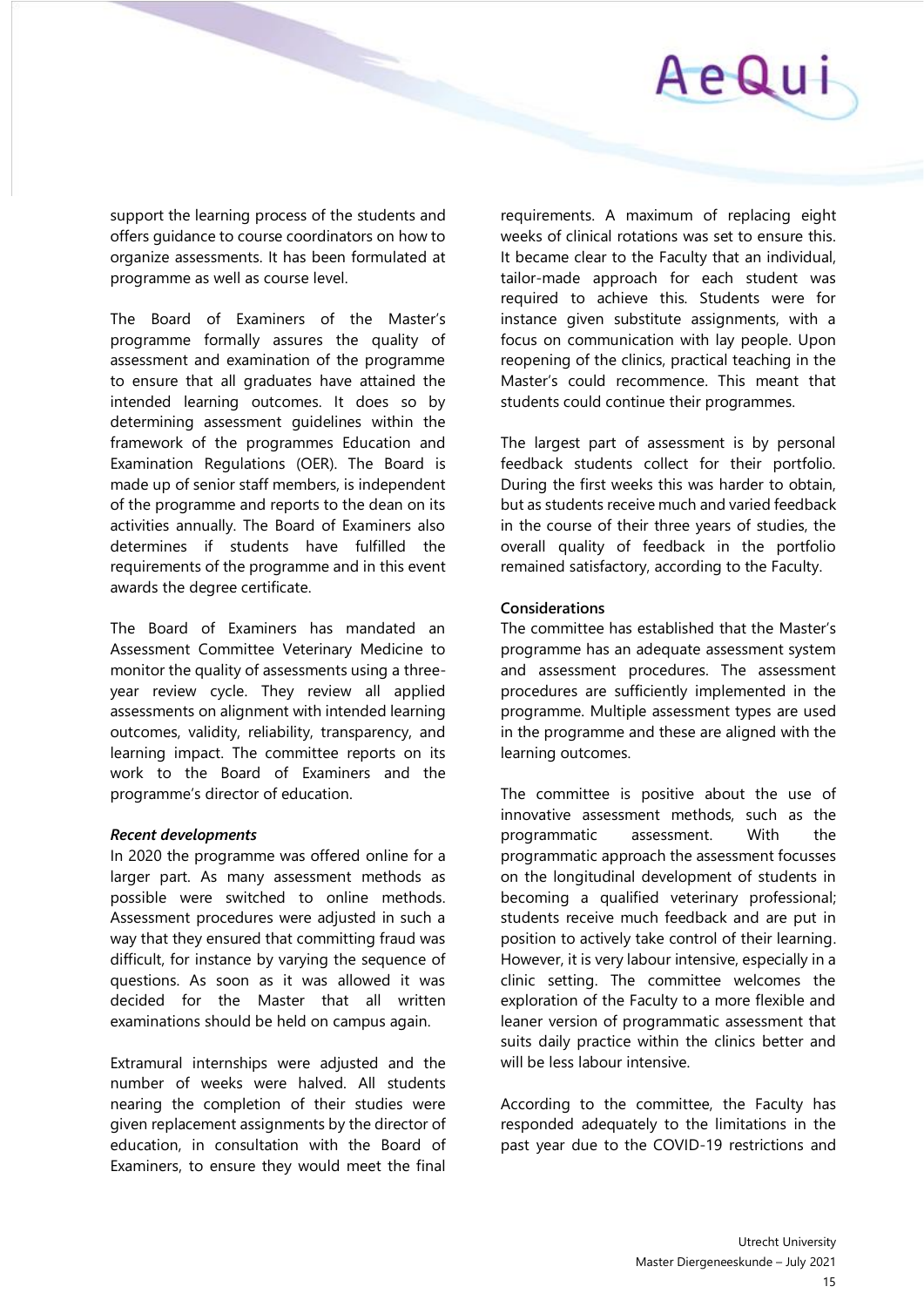support the learning process of the students and offers guidance to course coordinators on how to organize assessments. It has been formulated at programme as well as course level.

The Board of Examiners of the Master's programme formally assures the quality of assessment and examination of the programme to ensure that all graduates have attained the intended learning outcomes. It does so by determining assessment guidelines within the framework of the programmes Education and Examination Regulations (OER). The Board is made up of senior staff members, is independent of the programme and reports to the dean on its activities annually. The Board of Examiners also determines if students have fulfilled the requirements of the programme and in this event awards the degree certificate.

The Board of Examiners has mandated an Assessment Committee Veterinary Medicine to monitor the quality of assessments using a three-year review cycle. They review all applied assessments on alignment with intended learning outcomes, validity, reliability, transparency, and learning impact. The committee reports on its work to the Board of Examiners and the programme's director of education.

***Recent developments***

In 2020 the programme was offered online for a larger part. As many assessment methods as possible were switched to online methods. Assessment procedures were adjusted in such a way that they ensured that committing fraud was difficult, for instance by varying the sequence of questions. As soon as it was allowed it was decided for the Master that all written examinations should be held on campus again.

Extramural internships were adjusted and the number of weeks were halved. All students nearing the completion of their studies were given replacement assignments by the director of education, in consultation with the Board of Examiners, to ensure they would meet the final requirements. A maximum of replacing eight weeks of clinical rotations was set to ensure this. It became clear to the Faculty that an individual, tailor-made approach for each student was required to achieve this. Students were for instance given substitute assignments, with a focus on communication with lay people. Upon reopening of the clinics, practical teaching in the Master's could recommence. This meant that students could continue their programmes.

The largest part of assessment is by personal feedback students collect for their portfolio. During the first weeks this was harder to obtain, but as students receive much and varied feedback in the course of their three years of studies, the overall quality of feedback in the portfolio remained satisfactory, according to the Faculty.

**Considerations**

The committee has established that the Master's programme has an adequate assessment system and assessment procedures. The assessment procedures are sufficiently implemented in the programme. Multiple assessment types are used in the programme and these are aligned with the learning outcomes.

The committee is positive about the use of innovative assessment methods, such as the programmatic assessment. With the programmatic approach the assessment focusses on the longitudinal development of students in becoming a qualified veterinary professional; students receive much feedback and are put in position to actively take control of their learning. However, it is very labour intensive, especially in a clinic setting. The committee welcomes the exploration of the Faculty to a more flexible and leaner version of programmatic assessment that suits daily practice within the clinics better and will be less labour intensive.

According to the committee, the Faculty has responded adequately to the limitations in the past year due to the COVID-19 restrictions and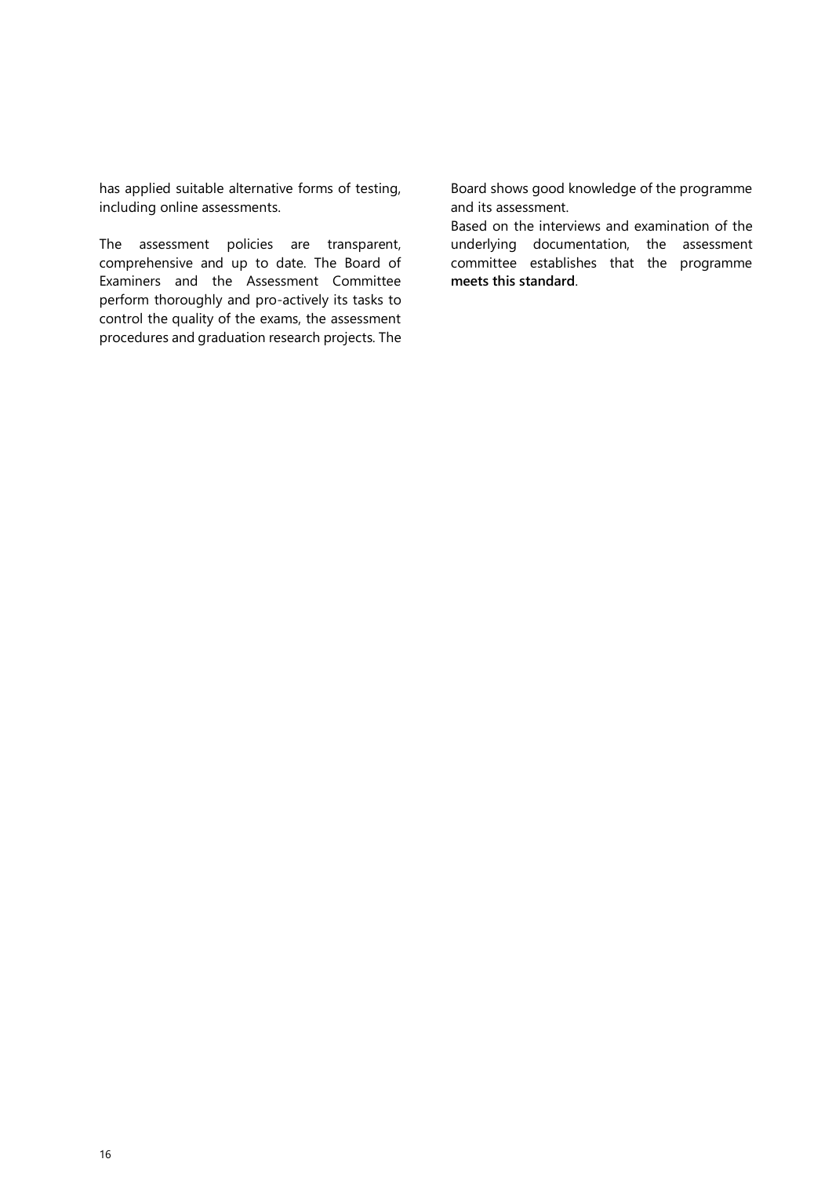has applied suitable alternative forms of testing, including online assessments.

The assessment policies are transparent, comprehensive and up to date. The Board of Examiners and the Assessment Committee perform thoroughly and pro-actively its tasks to control the quality of the exams, the assessment procedures and graduation research projects. The Board shows good knowledge of the programme and its assessment.

Based on the interviews and examination of the underlying documentation, the assessment committee establishes that the programme **meets this standard**.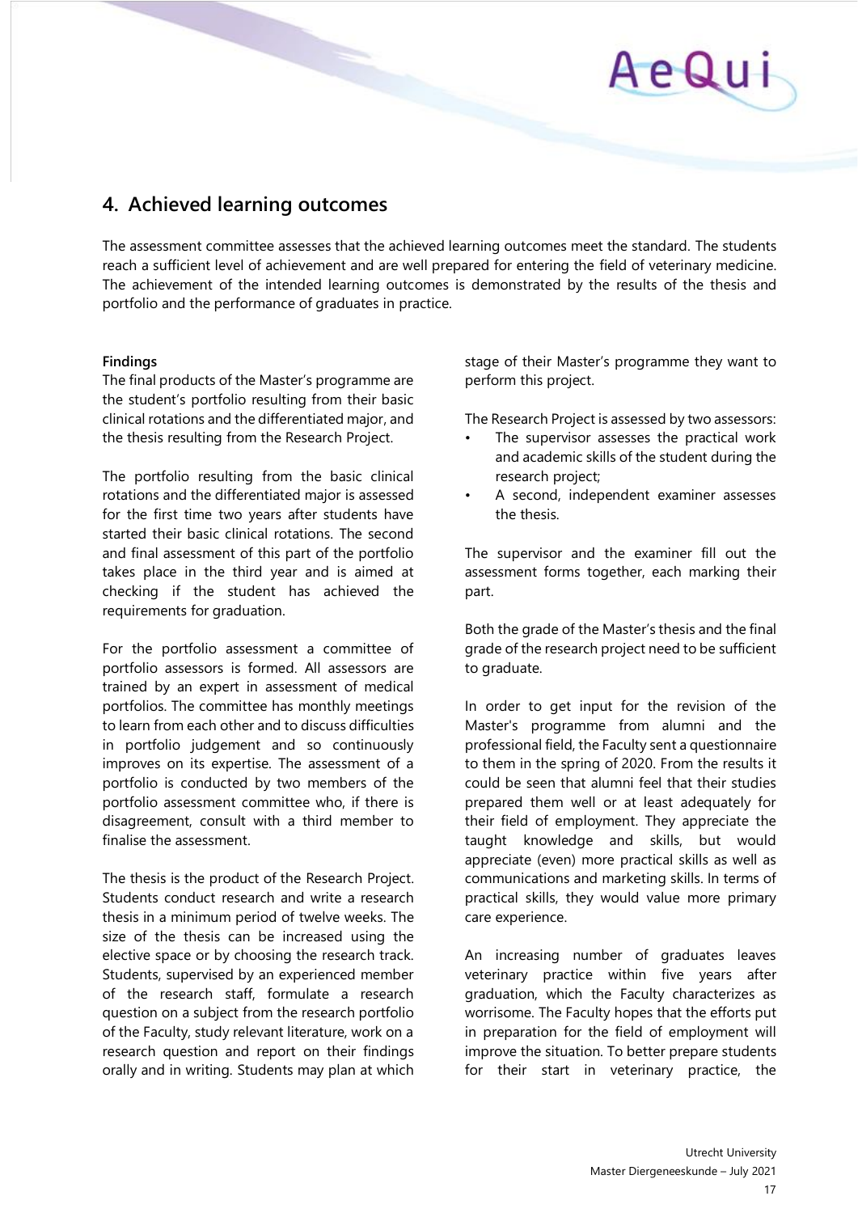## 4. Achieved learning outcomes

The assessment committee assesses that the achieved learning outcomes meet the standard. The students reach a sufficient level of achievement and are well prepared for entering the field of veterinary medicine. The achievement of the intended learning outcomes is demonstrated by the results of the thesis and portfolio and the performance of graduates in practice.

**Findings**

The final products of the Master's programme are the student's portfolio resulting from their basic clinical rotations and the differentiated major, and the thesis resulting from the Research Project.

The portfolio resulting from the basic clinical rotations and the differentiated major is assessed for the first time two years after students have started their basic clinical rotations. The second and final assessment of this part of the portfolio takes place in the third year and is aimed at checking if the student has achieved the requirements for graduation.

For the portfolio assessment a committee of portfolio assessors is formed. All assessors are trained by an expert in assessment of medical portfolios. The committee has monthly meetings to learn from each other and to discuss difficulties in portfolio judgement and so continuously improves on its expertise. The assessment of a portfolio is conducted by two members of the portfolio assessment committee who, if there is disagreement, consult with a third member to finalise the assessment.

The thesis is the product of the Research Project. Students conduct research and write a research thesis in a minimum period of twelve weeks. The size of the thesis can be increased using the elective space or by choosing the research track. Students, supervised by an experienced member of the research staff, formulate a research question on a subject from the research portfolio of the Faculty, study relevant literature, work on a research question and report on their findings orally and in writing. Students may plan at which stage of their Master's programme they want to perform this project.

The Research Project is assessed by two assessors:

- The supervisor assesses the practical work and academic skills of the student during the research project;
- A second, independent examiner assesses the thesis.

The supervisor and the examiner fill out the assessment forms together, each marking their part.

Both the grade of the Master's thesis and the final grade of the research project need to be sufficient to graduate.

In order to get input for the revision of the Master's programme from alumni and the professional field, the Faculty sent a questionnaire to them in the spring of 2020. From the results it could be seen that alumni feel that their studies prepared them well or at least adequately for their field of employment. They appreciate the taught knowledge and skills, but would appreciate (even) more practical skills as well as communications and marketing skills. In terms of practical skills, they would value more primary care experience.

An increasing number of graduates leaves veterinary practice within five years after graduation, which the Faculty characterizes as worrisome. The Faculty hopes that the efforts put in preparation for the field of employment will improve the situation. To better prepare students for their start in veterinary practice, the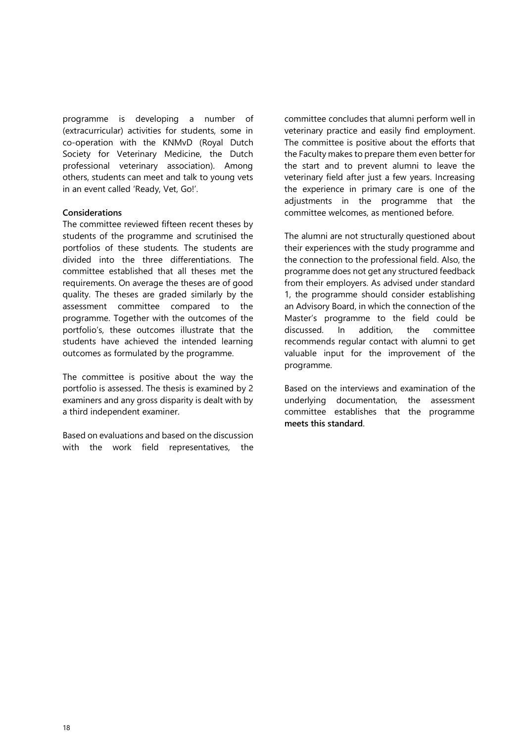programme is developing a number of (extracurricular) activities for students, some in co-operation with the KNMvD (Royal Dutch Society for Veterinary Medicine, the Dutch professional veterinary association). Among others, students can meet and talk to young vets in an event called 'Ready, Vet, Go!'.

**Considerations**

The committee reviewed fifteen recent theses by students of the programme and scrutinised the portfolios of these students. The students are divided into the three differentiations. The committee established that all theses met the requirements. On average the theses are of good quality. The theses are graded similarly by the assessment committee compared to the programme. Together with the outcomes of the portfolio's, these outcomes illustrate that the students have achieved the intended learning outcomes as formulated by the programme.

The committee is positive about the way the portfolio is assessed. The thesis is examined by 2 examiners and any gross disparity is dealt with by a third independent examiner.

Based on evaluations and based on the discussion with the work field representatives, the committee concludes that alumni perform well in veterinary practice and easily find employment. The committee is positive about the efforts that the Faculty makes to prepare them even better for the start and to prevent alumni to leave the veterinary field after just a few years. Increasing the experience in primary care is one of the adjustments in the programme that the committee welcomes, as mentioned before.

The alumni are not structurally questioned about their experiences with the study programme and the connection to the professional field. Also, the programme does not get any structured feedback from their employers. As advised under standard 1, the programme should consider establishing an Advisory Board, in which the connection of the Master's programme to the field could be discussed. In addition, the committee recommends regular contact with alumni to get valuable input for the improvement of the programme.

Based on the interviews and examination of the underlying documentation, the assessment committee establishes that the programme **meets this standard**.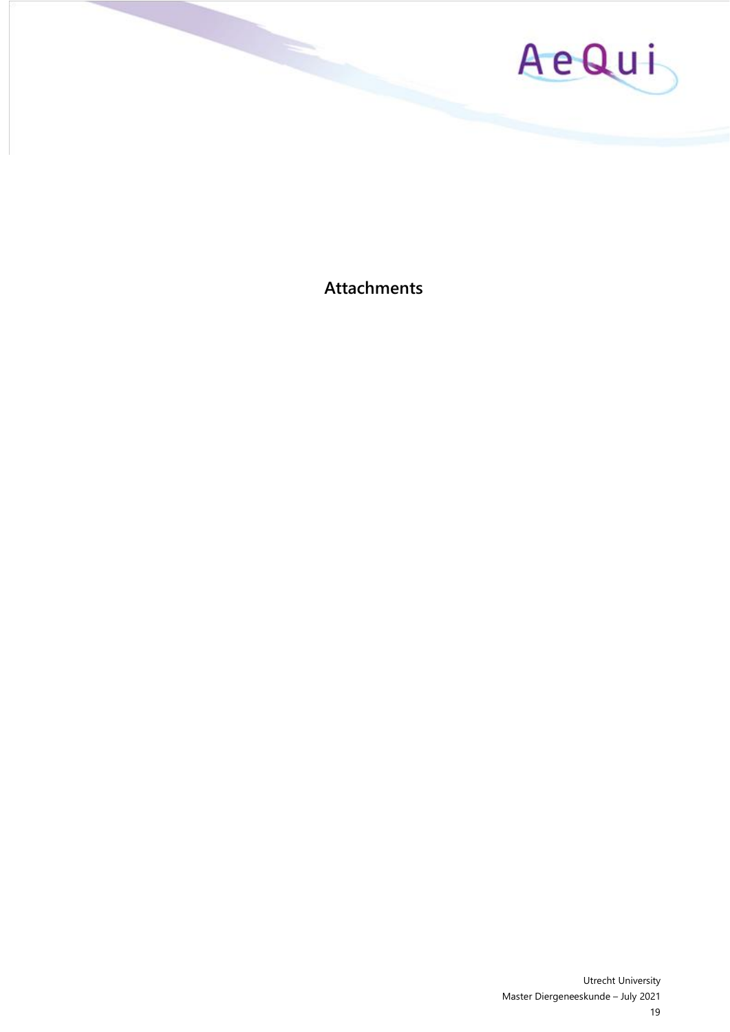## Attachments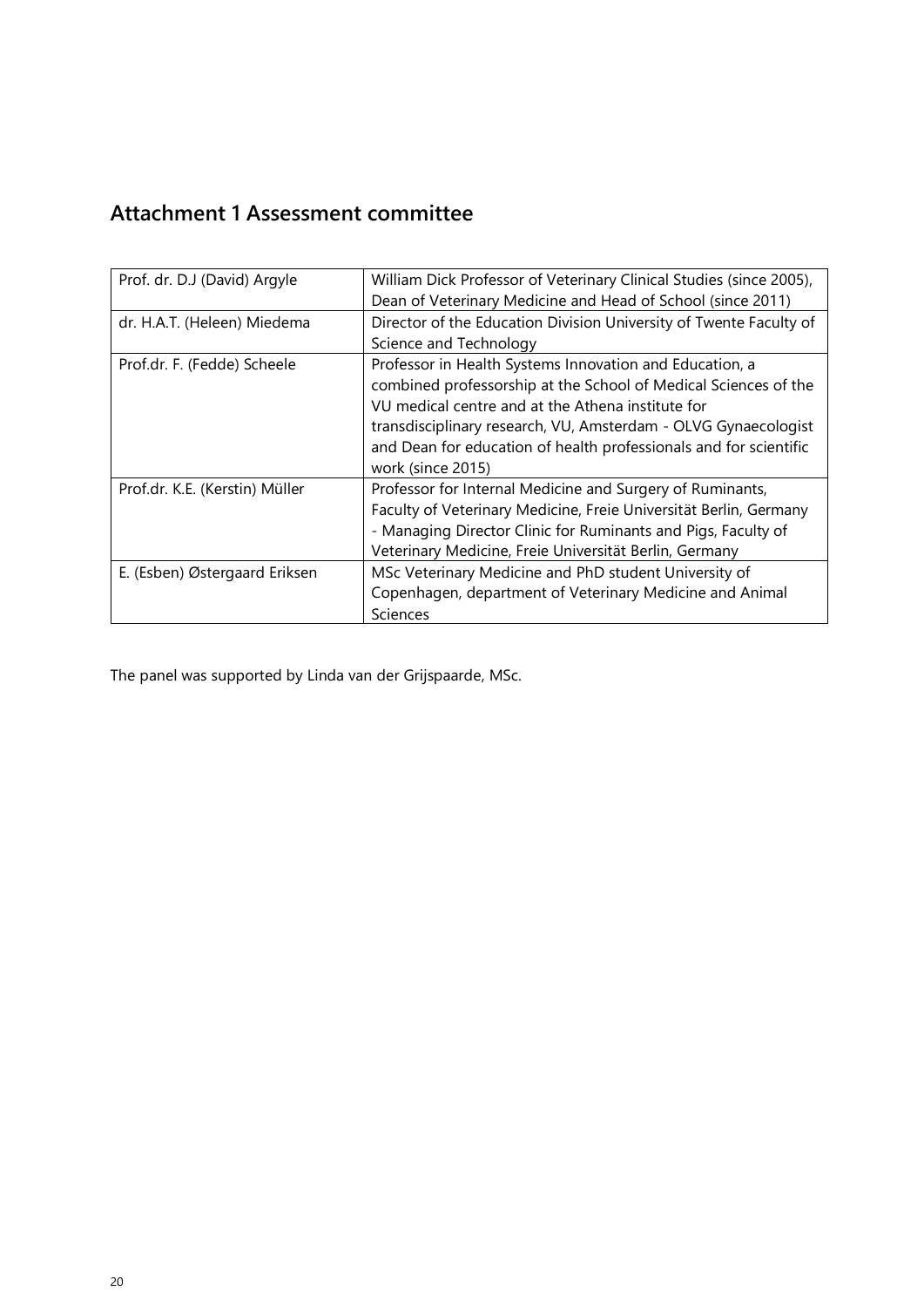## Attachment 1 Assessment committee

| | |
|---|---|
| Prof. dr. D.J (David) Argyle | William Dick Professor of Veterinary Clinical Studies (since 2005), Dean of Veterinary Medicine and Head of School (since 2011) |
| dr. H.A.T. (Heleen) Miedema | Director of the Education Division University of Twente Faculty of Science and Technology |
| Prof.dr. F. (Fedde) Scheele | Professor in Health Systems Innovation and Education, a combined professorship at the School of Medical Sciences of the VU medical centre and at the Athena institute for transdisciplinary research, VU, Amsterdam - OLVG Gynaecologist and Dean for education of health professionals and for scientific work (since 2015) |
| Prof.dr. K.E. (Kerstin) Müller | Professor for Internal Medicine and Surgery of Ruminants, Faculty of Veterinary Medicine, Freie Universität Berlin, Germany - Managing Director Clinic for Ruminants and Pigs, Faculty of Veterinary Medicine, Freie Universität Berlin, Germany |
| E. (Esben) Østergaard Eriksen | MSc Veterinary Medicine and PhD student University of Copenhagen, department of Veterinary Medicine and Animal Sciences |

The panel was supported by Linda van der Grijspaarde, MSc.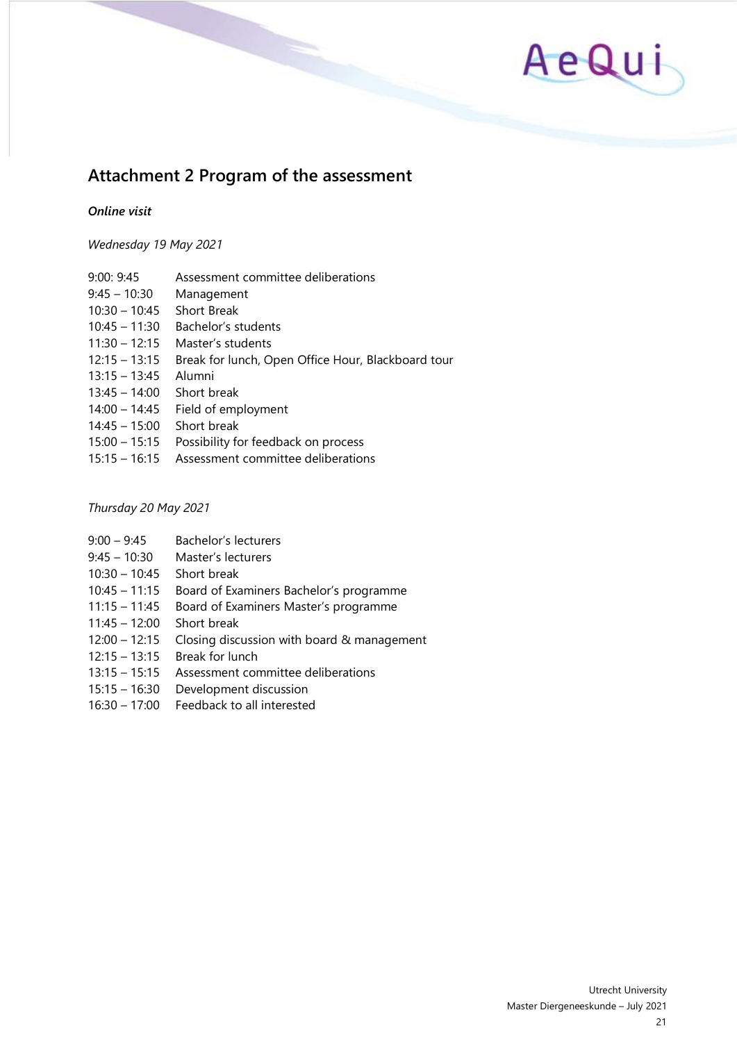## Attachment 2 Program of the assessment

***Online visit***

*Wednesday 19 May 2021*

| | |
|---|---|
| 9:00: 9:45 | Assessment committee deliberations |
| 9:45 – 10:30 | Management |
| 10:30 – 10:45 | Short Break |
| 10:45 – 11:30 | Bachelor's students |
| 11:30 – 12:15 | Master's students |
| 12:15 – 13:15 | Break for lunch, Open Office Hour, Blackboard tour |
| 13:15 – 13:45 | Alumni |
| 13:45 – 14:00 | Short break |
| 14:00 – 14:45 | Field of employment |
| 14:45 – 15:00 | Short break |
| 15:00 – 15:15 | Possibility for feedback on process |
| 15:15 – 16:15 | Assessment committee deliberations |

*Thursday 20 May 2021*

| | |
|---|---|
| 9:00 – 9:45 | Bachelor's lecturers |
| 9:45 – 10:30 | Master's lecturers |
| 10:30 – 10:45 | Short break |
| 10:45 – 11:15 | Board of Examiners Bachelor's programme |
| 11:15 – 11:45 | Board of Examiners Master's programme |
| 11:45 – 12:00 | Short break |
| 12:00 – 12:15 | Closing discussion with board & management |
| 12:15 – 13:15 | Break for lunch |
| 13:15 – 15:15 | Assessment committee deliberations |
| 15:15 – 16:30 | Development discussion |
| 16:30 – 17:00 | Feedback to all interested |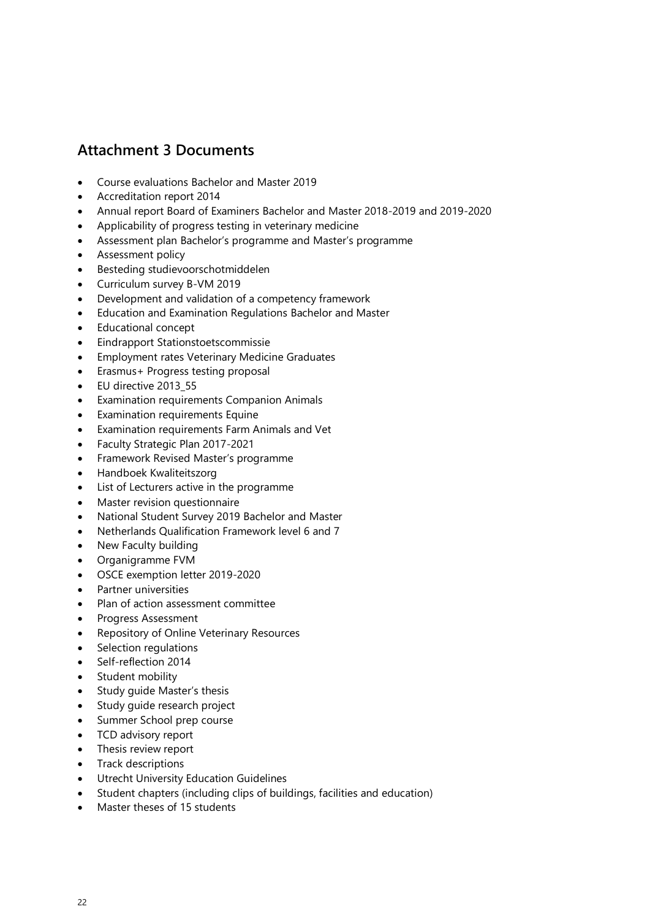## Attachment 3 Documents

- Course evaluations Bachelor and Master 2019
- Accreditation report 2014
- Annual report Board of Examiners Bachelor and Master 2018-2019 and 2019-2020
- Applicability of progress testing in veterinary medicine
- Assessment plan Bachelor's programme and Master's programme
- Assessment policy
- Besteding studievoorschotmiddelen
- Curriculum survey B-VM 2019
- Development and validation of a competency framework
- Education and Examination Regulations Bachelor and Master
- Educational concept
- Eindrapport Stationstoetscommissie
- Employment rates Veterinary Medicine Graduates
- Erasmus+ Progress testing proposal
- EU directive 2013_55
- Examination requirements Companion Animals
- Examination requirements Equine
- Examination requirements Farm Animals and Vet
- Faculty Strategic Plan 2017-2021
- Framework Revised Master's programme
- Handboek Kwaliteitszorg
- List of Lecturers active in the programme
- Master revision questionnaire
- National Student Survey 2019 Bachelor and Master
- Netherlands Qualification Framework level 6 and 7
- New Faculty building
- Organigramme FVM
- OSCE exemption letter 2019-2020
- Partner universities
- Plan of action assessment committee
- Progress Assessment
- Repository of Online Veterinary Resources
- Selection regulations
- Self-reflection 2014
- Student mobility
- Study guide Master's thesis
- Study guide research project
- Summer School prep course
- TCD advisory report
- Thesis review report
- Track descriptions
- Utrecht University Education Guidelines
- Student chapters (including clips of buildings, facilities and education)
- Master theses of 15 students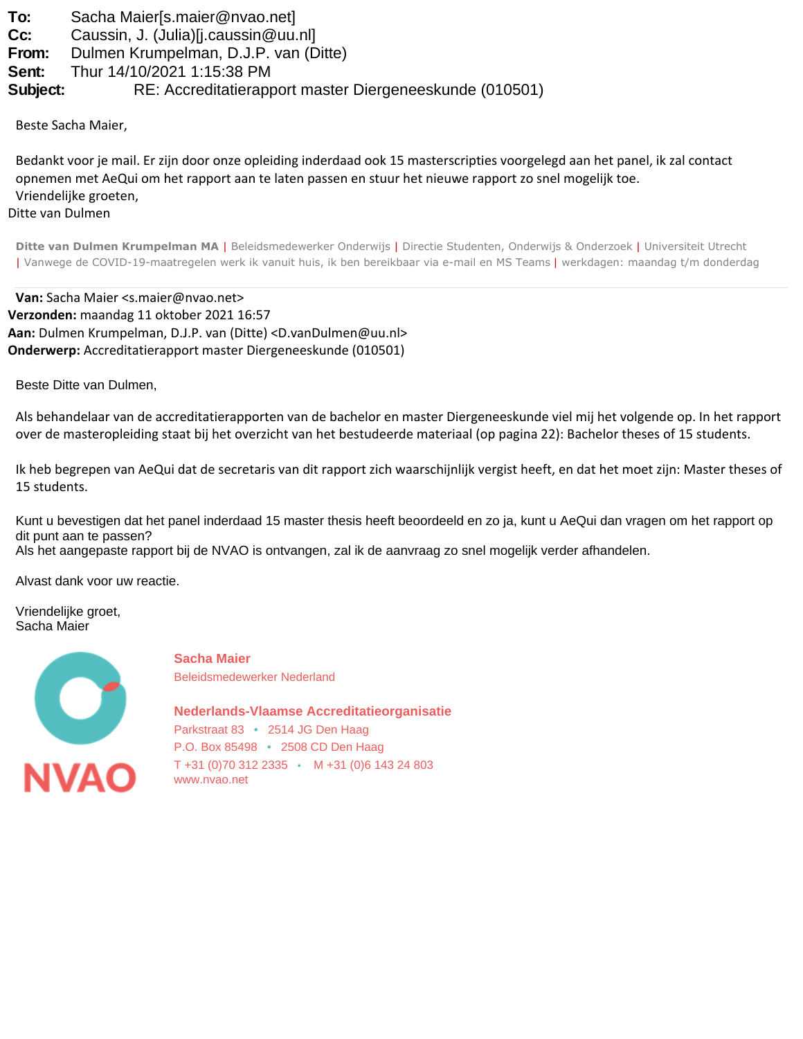**To:** Sacha Maier[s.maier@nvao.net]
**Cc:** Caussin, J. (Julia)[j.caussin@uu.nl]
**From:** Dulmen Krumpelman, D.J.P. van (Ditte)
**Sent:** Thur 14/10/2021 1:15:38 PM
**Subject:** RE: Accreditatierapport master Diergeneeskunde (010501)

Beste Sacha Maier,

Bedankt voor je mail. Er zijn door onze opleiding inderdaad ook 15 masterscripties voorgelegd aan het panel, ik zal contact opnemen met AeQui om het rapport aan te laten passen en stuur het nieuwe rapport zo snel mogelijk toe.
Vriendelijke groeten,
Ditte van Dulmen

**Ditte van Dulmen Krumpelman MA** | Beleidsmedewerker Onderwijs | Directie Studenten, Onderwijs & Onderzoek | Universiteit Utrecht | Vanwege de COVID-19-maatregelen werk ik vanuit huis, ik ben bereikbaar via e-mail en MS Teams | werkdagen: maandag t/m donderdag

---

**Van:** Sacha Maier <s.maier@nvao.net>
**Verzonden:** maandag 11 oktober 2021 16:57
**Aan:** Dulmen Krumpelman, D.J.P. van (Ditte) <D.vanDulmen@uu.nl>
**Onderwerp:** Accreditatierapport master Diergeneeskunde (010501)

Beste Ditte van Dulmen,

Als behandelaar van de accreditatierapporten van de bachelor en master Diergeneeskunde viel mij het volgende op. In het rapport over de masteropleiding staat bij het overzicht van het bestudeerde materiaal (op pagina 22): Bachelor theses of 15 students.

Ik heb begrepen van AeQui dat de secretaris van dit rapport zich waarschijnlijk vergist heeft, en dat het moet zijn: Master theses of 15 students.

Kunt u bevestigen dat het panel inderdaad 15 master thesis heeft beoordeeld en zo ja, kunt u AeQui dan vragen om het rapport op dit punt aan te passen?
Als het aangepaste rapport bij de NVAO is ontvangen, zal ik de aanvraag zo snel mogelijk verder afhandelen.

Alvast dank voor uw reactie.

Vriendelijke groet,
Sacha Maier

NVAO

**Sacha Maier**
Beleidsmedewerker Nederland

**Nederlands-Vlaamse Accreditatieorganisatie**
Parkstraat 83 • 2514 JG Den Haag
P.O. Box 85498 • 2508 CD Den Haag
T +31 (0)70 312 2335 • M +31 (0)6 143 24 803
www.nvao.net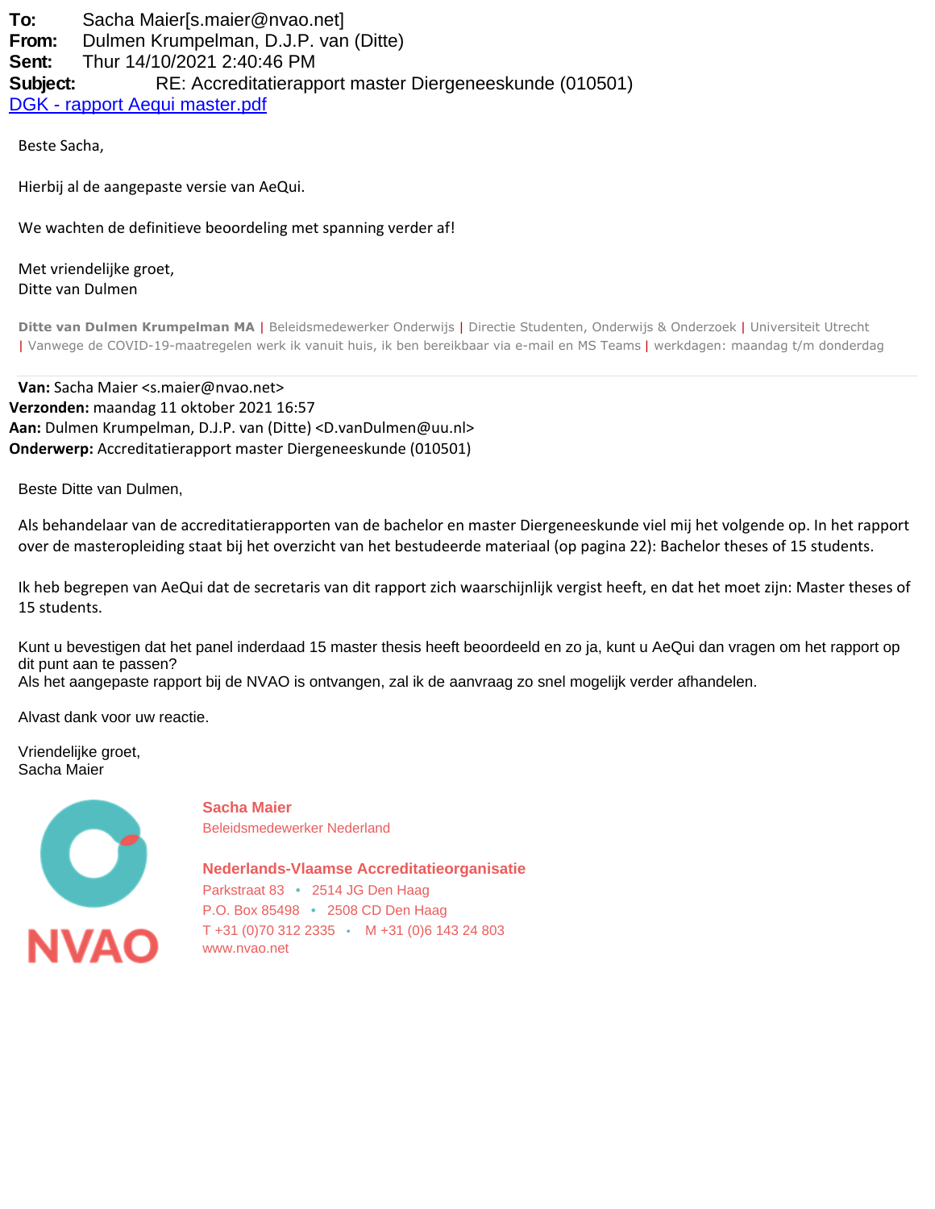**To:** Sacha Maier[s.maier@nvao.net]
**From:** Dulmen Krumpelman, D.J.P. van (Ditte)
**Sent:** Thur 14/10/2021 2:40:46 PM
**Subject:** RE: Accreditatierapport master Diergeneeskunde (010501)
DGK - rapport Aequi master.pdf

Beste Sacha,

Hierbij al de aangepaste versie van AeQui.

We wachten de definitieve beoordeling met spanning verder af!

Met vriendelijke groet,
Ditte van Dulmen

**Ditte van Dulmen Krumpelman MA** | Beleidsmedewerker Onderwijs | Directie Studenten, Onderwijs & Onderzoek | Universiteit Utrecht | Vanwege de COVID-19-maatregelen werk ik vanuit huis, ik ben bereikbaar via e-mail en MS Teams | werkdagen: maandag t/m donderdag

---

**Van:** Sacha Maier <s.maier@nvao.net>
**Verzonden:** maandag 11 oktober 2021 16:57
**Aan:** Dulmen Krumpelman, D.J.P. van (Ditte) <D.vanDulmen@uu.nl>
**Onderwerp:** Accreditatierapport master Diergeneeskunde (010501)

Beste Ditte van Dulmen,

Als behandelaar van de accreditatierapporten van de bachelor en master Diergeneeskunde viel mij het volgende op. In het rapport over de masteropleiding staat bij het overzicht van het bestudeerde materiaal (op pagina 22): Bachelor theses of 15 students.

Ik heb begrepen van AeQui dat de secretaris van dit rapport zich waarschijnlijk vergist heeft, en dat het moet zijn: Master theses of 15 students.

Kunt u bevestigen dat het panel inderdaad 15 master thesis heeft beoordeeld en zo ja, kunt u AeQui dan vragen om het rapport op dit punt aan te passen?
Als het aangepaste rapport bij de NVAO is ontvangen, zal ik de aanvraag zo snel mogelijk verder afhandelen.

Alvast dank voor uw reactie.

Vriendelijke groet,
Sacha Maier

**Sacha Maier**
Beleidsmedewerker Nederland

**Nederlands-Vlaamse Accreditatieorganisatie**
Parkstraat 83 • 2514 JG Den Haag
P.O. Box 85498 • 2508 CD Den Haag
T +31 (0)70 312 2335 • M +31 (0)6 143 24 803
www.nvao.net

NVAO